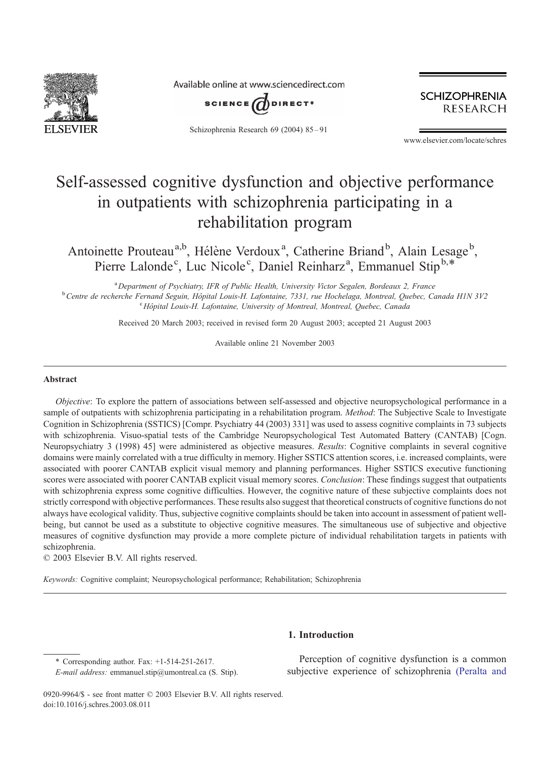# Self-assessed cognitive dysfunction and objective performance in outpatients with schizophrenia participating in a rehabilitation program

Antoinette Prouteau[a,b], Hélène Verdoux[a], Catherine Briand[b], Alain Lesage[b], Pierre Lalonde[c], Luc Nicole[c], Daniel Reinharz[a], Emmanuel Stip[b,*]

[a] *Department of Psychiatry, IFR of Public Health, University Victor Segalen, Bordeaux 2, France*

[b] *Centre de recherche Fernand Seguin, Hôpital Louis-H. Lafontaine, 7331, rue Hochelaga, Montreal, Quebec, Canada H1N 3V2*

[c] *Hôpital Louis-H. Lafontaine, University of Montreal, Montreal, Quebec, Canada*

Received 20 March 2003; received in revised form 20 August 2003; accepted 21 August 2003

Available online 21 November 2003

## Abstract

*Objective*: To explore the pattern of associations between self-assessed and objective neuropsychological performance in a sample of outpatients with schizophrenia participating in a rehabilitation program. *Method*: The Subjective Scale to Investigate Cognition in Schizophrenia (SSTICS) [Compr. Psychiatry 44 (2003) 331] was used to assess cognitive complaints in 73 subjects with schizophrenia. Visuo-spatial tests of the Cambridge Neuropsychological Test Automated Battery (CANTAB) [Cogn. Neuropsychiatry 3 (1998) 45] were administered as objective measures. *Results*: Cognitive complaints in several cognitive domains were mainly correlated with a true difficulty in memory. Higher SSTICS attention scores, i.e. increased complaints, were associated with poorer CANTAB explicit visual memory and planning performances. Higher SSTICS executive functioning scores were associated with poorer CANTAB explicit visual memory scores. *Conclusion*: These findings suggest that outpatients with schizophrenia express some cognitive difficulties. However, the cognitive nature of these subjective complaints does not strictly correspond with objective performances. These results also suggest that theoretical constructs of cognitive functions do not always have ecological validity. Thus, subjective cognitive complaints should be taken into account in assessment of patient well-being, but cannot be used as a substitute to objective cognitive measures. The simultaneous use of subjective and objective measures of cognitive dysfunction may provide a more complete picture of individual rehabilitation targets in patients with schizophrenia.

© 2003 Elsevier B.V. All rights reserved.

*Keywords:* Cognitive complaint; Neuropsychological performance; Rehabilitation; Schizophrenia

## 1. Introduction

Perception of cognitive dysfunction is a common subjective experience of schizophrenia (Peralta and

---

\* Corresponding author. Fax: +1-514-251-2617.
*E-mail address:* emmanuel.stip@umontreal.ca (S. Stip).

0920-9964/$ - see front matter © 2003 Elsevier B.V. All rights reserved.
doi:10.1016/j.schres.2003.08.011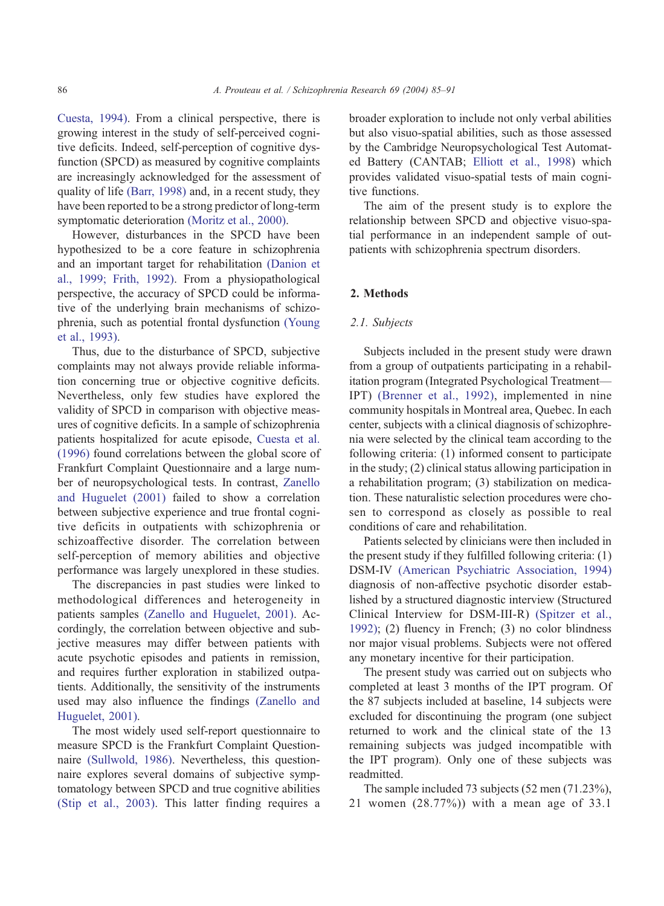Cuesta, 1994). From a clinical perspective, there is growing interest in the study of self-perceived cognitive deficits. Indeed, self-perception of cognitive dysfunction (SPCD) as measured by cognitive complaints are increasingly acknowledged for the assessment of quality of life (Barr, 1998) and, in a recent study, they have been reported to be a strong predictor of long-term symptomatic deterioration (Moritz et al., 2000).

However, disturbances in the SPCD have been hypothesized to be a core feature in schizophrenia and an important target for rehabilitation (Danion et al., 1999; Frith, 1992). From a physiopathological perspective, the accuracy of SPCD could be informative of the underlying brain mechanisms of schizophrenia, such as potential frontal dysfunction (Young et al., 1993).

Thus, due to the disturbance of SPCD, subjective complaints may not always provide reliable information concerning true or objective cognitive deficits. Nevertheless, only few studies have explored the validity of SPCD in comparison with objective measures of cognitive deficits. In a sample of schizophrenia patients hospitalized for acute episode, Cuesta et al. (1996) found correlations between the global score of Frankfurt Complaint Questionnaire and a large number of neuropsychological tests. In contrast, Zanello and Huguelet (2001) failed to show a correlation between subjective experience and true frontal cognitive deficits in outpatients with schizophrenia or schizoaffective disorder. The correlation between self-perception of memory abilities and objective performance was largely unexplored in these studies.

The discrepancies in past studies were linked to methodological differences and heterogeneity in patients samples (Zanello and Huguelet, 2001). Accordingly, the correlation between objective and subjective measures may differ between patients with acute psychotic episodes and patients in remission, and requires further exploration in stabilized outpatients. Additionally, the sensitivity of the instruments used may also influence the findings (Zanello and Huguelet, 2001).

The most widely used self-report questionnaire to measure SPCD is the Frankfurt Complaint Questionnaire (Sullwold, 1986). Nevertheless, this questionnaire explores several domains of subjective symptomatology between SPCD and true cognitive abilities (Stip et al., 2003). This latter finding requires a broader exploration to include not only verbal abilities but also visuo-spatial abilities, such as those assessed by the Cambridge Neuropsychological Test Automated Battery (CANTAB; Elliott et al., 1998) which provides validated visuo-spatial tests of main cognitive functions.

The aim of the present study is to explore the relationship between SPCD and objective visuo-spatial performance in an independent sample of outpatients with schizophrenia spectrum disorders.

## 2. Methods

### *2.1. Subjects*

Subjects included in the present study were drawn from a group of outpatients participating in a rehabilitation program (Integrated Psychological Treatment—IPT) (Brenner et al., 1992), implemented in nine community hospitals in Montreal area, Quebec. In each center, subjects with a clinical diagnosis of schizophrenia were selected by the clinical team according to the following criteria: (1) informed consent to participate in the study; (2) clinical status allowing participation in a rehabilitation program; (3) stabilization on medication. These naturalistic selection procedures were chosen to correspond as closely as possible to real conditions of care and rehabilitation.

Patients selected by clinicians were then included in the present study if they fulfilled following criteria: (1) DSM-IV (American Psychiatric Association, 1994) diagnosis of non-affective psychotic disorder established by a structured diagnostic interview (Structured Clinical Interview for DSM-III-R) (Spitzer et al., 1992); (2) fluency in French; (3) no color blindness nor major visual problems. Subjects were not offered any monetary incentive for their participation.

The present study was carried out on subjects who completed at least 3 months of the IPT program. Of the 87 subjects included at baseline, 14 subjects were excluded for discontinuing the program (one subject returned to work and the clinical state of the 13 remaining subjects was judged incompatible with the IPT program). Only one of these subjects was readmitted.

The sample included 73 subjects (52 men (71.23%), 21 women (28.77%)) with a mean age of 33.1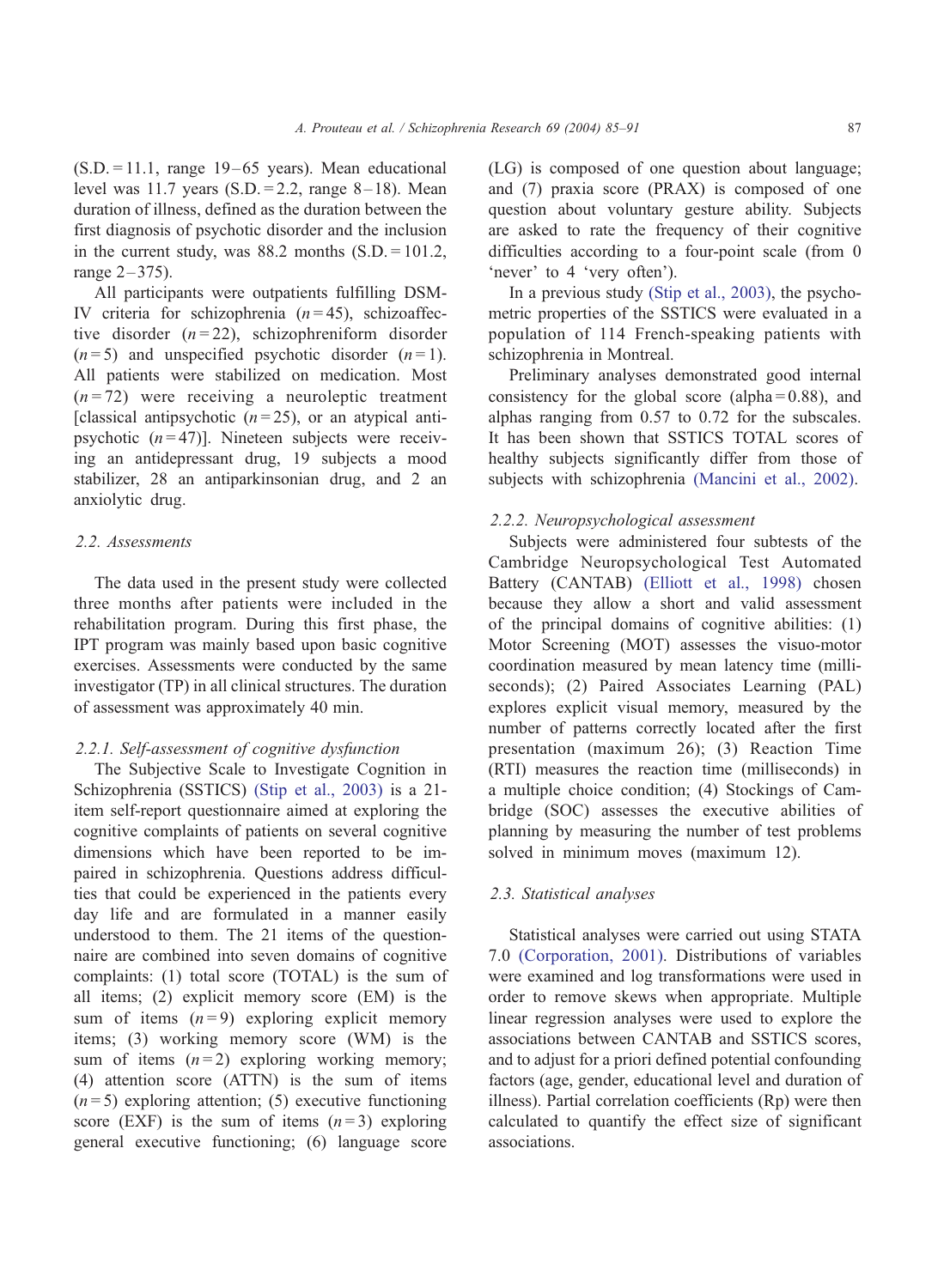(S.D. = 11.1, range 19–65 years). Mean educational level was 11.7 years (S.D. = 2.2, range 8–18). Mean duration of illness, defined as the duration between the first diagnosis of psychotic disorder and the inclusion in the current study, was 88.2 months (S.D. = 101.2, range 2–375).

All participants were outpatients fulfilling DSM-IV criteria for schizophrenia ($n = 45$), schizoaffective disorder ($n = 22$), schizophreniform disorder ($n = 5$) and unspecified psychotic disorder ($n = 1$). All patients were stabilized on medication. Most ($n = 72$) were receiving a neuroleptic treatment [classical antipsychotic ($n = 25$), or an atypical antipsychotic ($n = 47$)]. Nineteen subjects were receiving an antidepressant drug, 19 subjects a mood stabilizer, 28 an antiparkinsonian drug, and 2 an anxiolytic drug.

## 2.2. Assessments

The data used in the present study were collected three months after patients were included in the rehabilitation program. During this first phase, the IPT program was mainly based upon basic cognitive exercises. Assessments were conducted by the same investigator (TP) in all clinical structures. The duration of assessment was approximately 40 min.

### 2.2.1. Self-assessment of cognitive dysfunction

The Subjective Scale to Investigate Cognition in Schizophrenia (SSTICS) (Stip et al., 2003) is a 21-item self-report questionnaire aimed at exploring the cognitive complaints of patients on several cognitive dimensions which have been reported to be impaired in schizophrenia. Questions address difficulties that could be experienced in the patients every day life and are formulated in a manner easily understood to them. The 21 items of the questionnaire are combined into seven domains of cognitive complaints: (1) total score (TOTAL) is the sum of all items; (2) explicit memory score (EM) is the sum of items ($n = 9$) exploring explicit memory items; (3) working memory score (WM) is the sum of items ($n = 2$) exploring working memory; (4) attention score (ATTN) is the sum of items ($n = 5$) exploring attention; (5) executive functioning score (EXF) is the sum of items ($n = 3$) exploring general executive functioning; (6) language score (LG) is composed of one question about language; and (7) praxia score (PRAX) is composed of one question about voluntary gesture ability. Subjects are asked to rate the frequency of their cognitive difficulties according to a four-point scale (from 0 'never' to 4 'very often').

In a previous study (Stip et al., 2003), the psychometric properties of the SSTICS were evaluated in a population of 114 French-speaking patients with schizophrenia in Montreal.

Preliminary analyses demonstrated good internal consistency for the global score (alpha = 0.88), and alphas ranging from 0.57 to 0.72 for the subscales. It has been shown that SSTICS TOTAL scores of healthy subjects significantly differ from those of subjects with schizophrenia (Mancini et al., 2002).

### 2.2.2. Neuropsychological assessment

Subjects were administered four subtests of the Cambridge Neuropsychological Test Automated Battery (CANTAB) (Elliott et al., 1998) chosen because they allow a short and valid assessment of the principal domains of cognitive abilities: (1) Motor Screening (MOT) assesses the visuo-motor coordination measured by mean latency time (milliseconds); (2) Paired Associates Learning (PAL) explores explicit visual memory, measured by the number of patterns correctly located after the first presentation (maximum 26); (3) Reaction Time (RTI) measures the reaction time (milliseconds) in a multiple choice condition; (4) Stockings of Cambridge (SOC) assesses the executive abilities of planning by measuring the number of test problems solved in minimum moves (maximum 12).

## 2.3. Statistical analyses

Statistical analyses were carried out using STATA 7.0 (Corporation, 2001). Distributions of variables were examined and log transformations were used in order to remove skews when appropriate. Multiple linear regression analyses were used to explore the associations between CANTAB and SSTICS scores, and to adjust for a priori defined potential confounding factors (age, gender, educational level and duration of illness). Partial correlation coefficients (Rp) were then calculated to quantify the effect size of significant associations.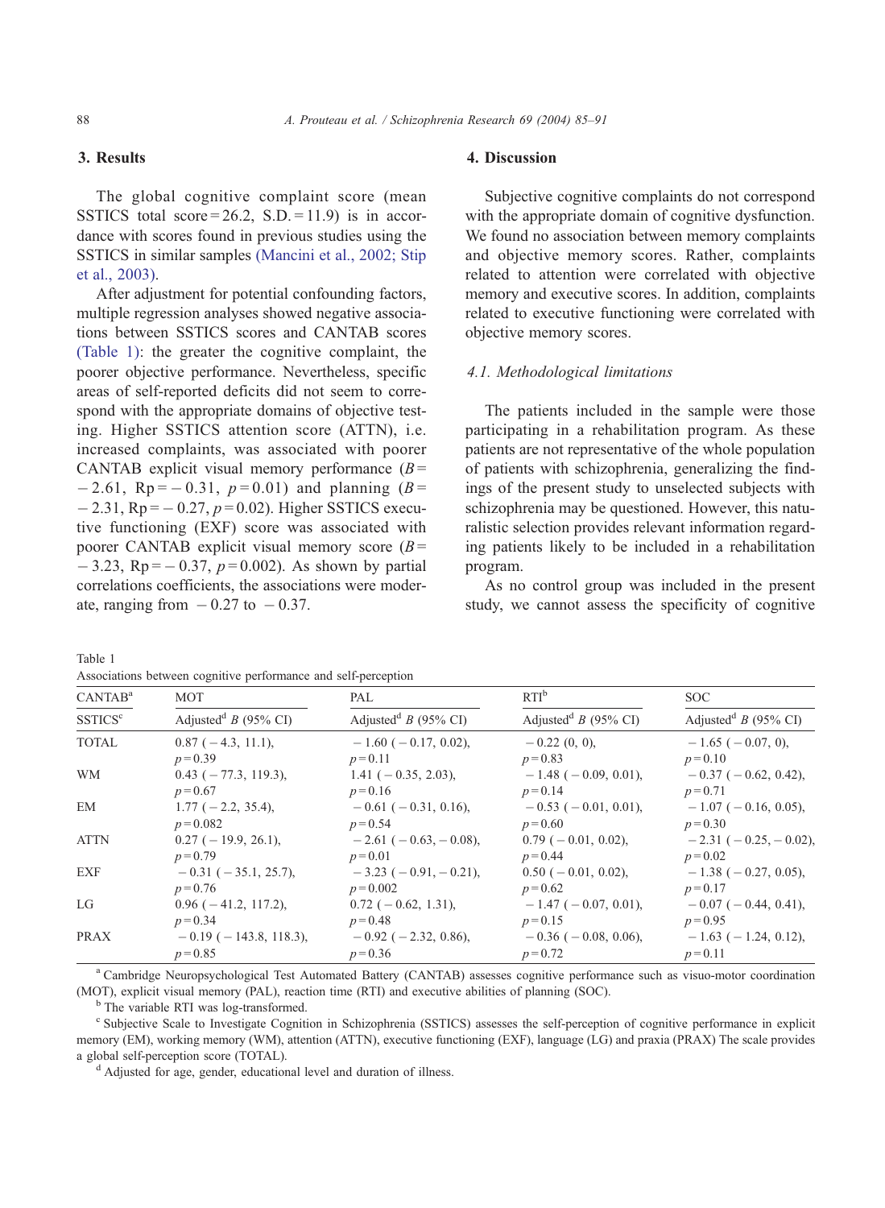## 3. Results

The global cognitive complaint score (mean SSTICS total score = 26.2, S.D. = 11.9) is in accordance with scores found in previous studies using the SSTICS in similar samples (Mancini et al., 2002; Stip et al., 2003).

After adjustment for potential confounding factors, multiple regression analyses showed negative associations between SSTICS scores and CANTAB scores (Table 1): the greater the cognitive complaint, the poorer objective performance. Nevertheless, specific areas of self-reported deficits did not seem to correspond with the appropriate domains of objective testing. Higher SSTICS attention score (ATTN), i.e. increased complaints, was associated with poorer CANTAB explicit visual memory performance ($B = -2.61$, $Rp = -0.31$, $p = 0.01$) and planning ($B = -2.31$, $Rp = -0.27$, $p = 0.02$). Higher SSTICS executive functioning (EXF) score was associated with poorer CANTAB explicit visual memory score ($B = -3.23$, $Rp = -0.37$, $p = 0.002$). As shown by partial correlations coefficients, the associations were moderate, ranging from $-0.27$ to $-0.37$.

## 4. Discussion

Subjective cognitive complaints do not correspond with the appropriate domain of cognitive dysfunction. We found no association between memory complaints and objective memory scores. Rather, complaints related to attention were correlated with objective memory and executive scores. In addition, complaints related to executive functioning were correlated with objective memory scores.

### 4.1. Methodological limitations

The patients included in the sample were those participating in a rehabilitation program. As these patients are not representative of the whole population of patients with schizophrenia, generalizing the findings of the present study to unselected subjects with schizophrenia may be questioned. However, this naturalistic selection provides relevant information regarding patients likely to be included in a rehabilitation program.

As no control group was included in the present study, we cannot assess the specificity of cognitive

Table 1
Associations between cognitive performance and self-perception

| CANTAB[a] | MOT | PAL | RTI[b] | SOC |
|---|---|---|---|---|
| SSTICS[c] | Adjusted[d] $B$ (95% CI) | Adjusted[d] $B$ (95% CI) | Adjusted[d] $B$ (95% CI) | Adjusted[d] $B$ (95% CI) |
| TOTAL | 0.87 (−4.3, 11.1), $p = 0.39$ | −1.60 (−0.17, 0.02), $p = 0.11$ | −0.22 (0, 0), $p = 0.83$ | −1.65 (−0.07, 0), $p = 0.10$ |
| WM | 0.43 (−77.3, 119.3), $p = 0.67$ | 1.41 (−0.35, 2.03), $p = 0.16$ | −1.48 (−0.09, 0.01), $p = 0.14$ | −0.37 (−0.62, 0.42), $p = 0.71$ |
| EM | 1.77 (−2.2, 35.4), $p = 0.082$ | −0.61 (−0.31, 0.16), $p = 0.54$ | −0.53 (−0.01, 0.01), $p = 0.60$ | −1.07 (−0.16, 0.05), $p = 0.30$ |
| ATTN | 0.27 (−19.9, 26.1), $p = 0.79$ | −2.61 (−0.63, −0.08), $p = 0.01$ | 0.79 (−0.01, 0.02), $p = 0.44$ | −2.31 (−0.25, −0.02), $p = 0.02$ |
| EXF | −0.31 (−35.1, 25.7), $p = 0.76$ | −3.23 (−0.91, −0.21), $p = 0.002$ | 0.50 (−0.01, 0.02), $p = 0.62$ | −1.38 (−0.27, 0.05), $p = 0.17$ |
| LG | 0.96 (−41.2, 117.2), $p = 0.34$ | 0.72 (−0.62, 1.31), $p = 0.48$ | −1.47 (−0.07, 0.01), $p = 0.15$ | −0.07 (−0.44, 0.41), $p = 0.95$ |
| PRAX | −0.19 (−143.8, 118.3), $p = 0.85$ | −0.92 (−2.32, 0.86), $p = 0.36$ | −0.36 (−0.08, 0.06), $p = 0.72$ | −1.63 (−1.24, 0.12), $p = 0.11$ |

[a] Cambridge Neuropsychological Test Automated Battery (CANTAB) assesses cognitive performance such as visuo-motor coordination (MOT), explicit visual memory (PAL), reaction time (RTI) and executive abilities of planning (SOC).

[b] The variable RTI was log-transformed.

[c] Subjective Scale to Investigate Cognition in Schizophrenia (SSTICS) assesses the self-perception of cognitive performance in explicit memory (EM), working memory (WM), attention (ATTN), executive functioning (EXF), language (LG) and praxia (PRAX) The scale provides a global self-perception score (TOTAL).

[d] Adjusted for age, gender, educational level and duration of illness.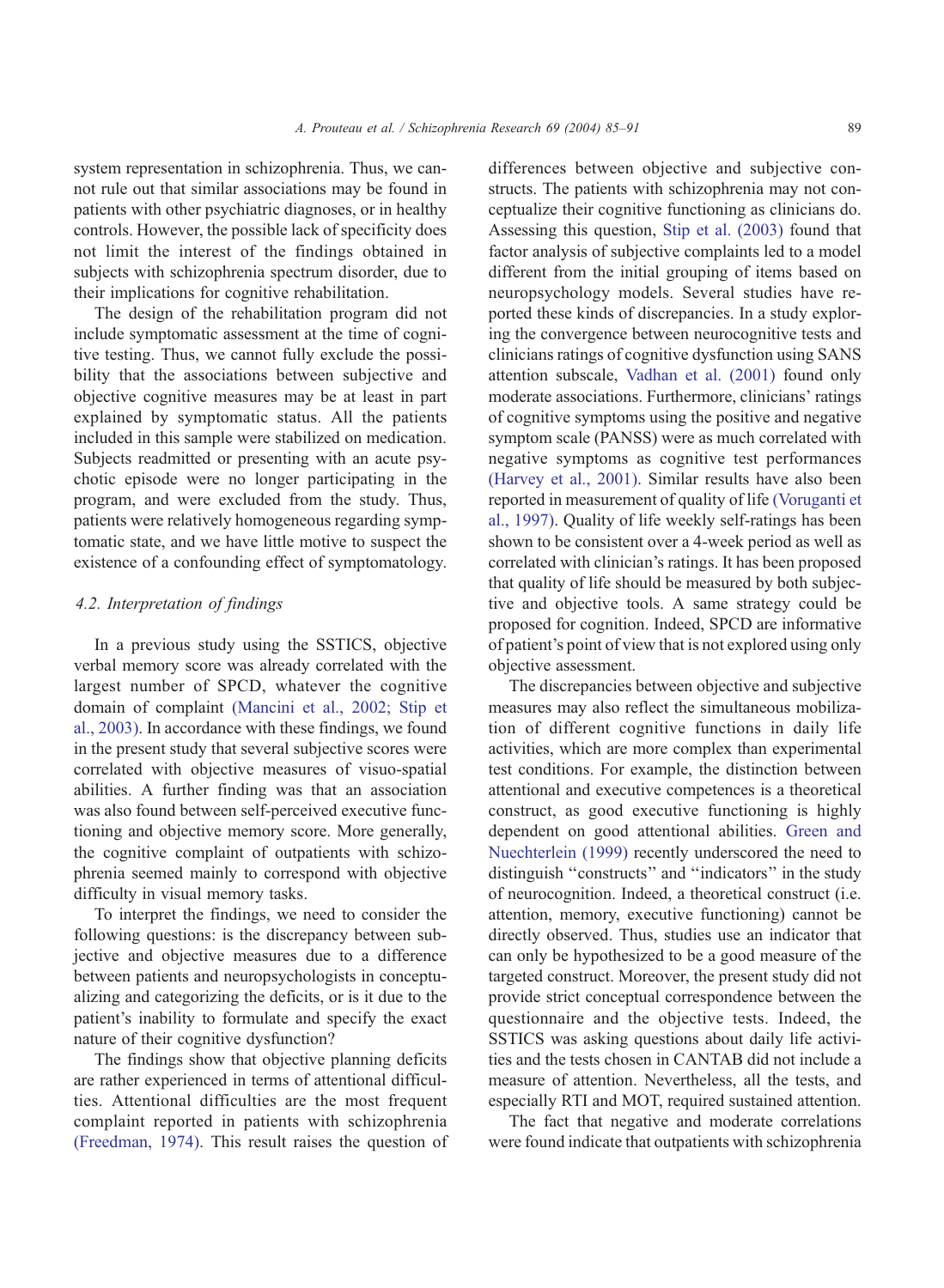system representation in schizophrenia. Thus, we cannot rule out that similar associations may be found in patients with other psychiatric diagnoses, or in healthy controls. However, the possible lack of specificity does not limit the interest of the findings obtained in subjects with schizophrenia spectrum disorder, due to their implications for cognitive rehabilitation.

The design of the rehabilitation program did not include symptomatic assessment at the time of cognitive testing. Thus, we cannot fully exclude the possibility that the associations between subjective and objective cognitive measures may be at least in part explained by symptomatic status. All the patients included in this sample were stabilized on medication. Subjects readmitted or presenting with an acute psychotic episode were no longer participating in the program, and were excluded from the study. Thus, patients were relatively homogeneous regarding symptomatic state, and we have little motive to suspect the existence of a confounding effect of symptomatology.

### *4.2. Interpretation of findings*

In a previous study using the SSTICS, objective verbal memory score was already correlated with the largest number of SPCD, whatever the cognitive domain of complaint (Mancini et al., 2002; Stip et al., 2003). In accordance with these findings, we found in the present study that several subjective scores were correlated with objective measures of visuo-spatial abilities. A further finding was that an association was also found between self-perceived executive functioning and objective memory score. More generally, the cognitive complaint of outpatients with schizophrenia seemed mainly to correspond with objective difficulty in visual memory tasks.

To interpret the findings, we need to consider the following questions: is the discrepancy between subjective and objective measures due to a difference between patients and neuropsychologists in conceptualizing and categorizing the deficits, or is it due to the patient's inability to formulate and specify the exact nature of their cognitive dysfunction?

The findings show that objective planning deficits are rather experienced in terms of attentional difficulties. Attentional difficulties are the most frequent complaint reported in patients with schizophrenia (Freedman, 1974). This result raises the question of differences between objective and subjective constructs. The patients with schizophrenia may not conceptualize their cognitive functioning as clinicians do. Assessing this question, Stip et al. (2003) found that factor analysis of subjective complaints led to a model different from the initial grouping of items based on neuropsychology models. Several studies have reported these kinds of discrepancies. In a study exploring the convergence between neurocognitive tests and clinicians ratings of cognitive dysfunction using SANS attention subscale, Vadhan et al. (2001) found only moderate associations. Furthermore, clinicians' ratings of cognitive symptoms using the positive and negative symptom scale (PANSS) were as much correlated with negative symptoms as cognitive test performances (Harvey et al., 2001). Similar results have also been reported in measurement of quality of life (Voruganti et al., 1997). Quality of life weekly self-ratings has been shown to be consistent over a 4-week period as well as correlated with clinician's ratings. It has been proposed that quality of life should be measured by both subjective and objective tools. A same strategy could be proposed for cognition. Indeed, SPCD are informative of patient's point of view that is not explored using only objective assessment.

The discrepancies between objective and subjective measures may also reflect the simultaneous mobilization of different cognitive functions in daily life activities, which are more complex than experimental test conditions. For example, the distinction between attentional and executive competences is a theoretical construct, as good executive functioning is highly dependent on good attentional abilities. Green and Nuechterlein (1999) recently underscored the need to distinguish ''constructs'' and ''indicators'' in the study of neurocognition. Indeed, a theoretical construct (i.e. attention, memory, executive functioning) cannot be directly observed. Thus, studies use an indicator that can only be hypothesized to be a good measure of the targeted construct. Moreover, the present study did not provide strict conceptual correspondence between the questionnaire and the objective tests. Indeed, the SSTICS was asking questions about daily life activities and the tests chosen in CANTAB did not include a measure of attention. Nevertheless, all the tests, and especially RTI and MOT, required sustained attention.

The fact that negative and moderate correlations were found indicate that outpatients with schizophrenia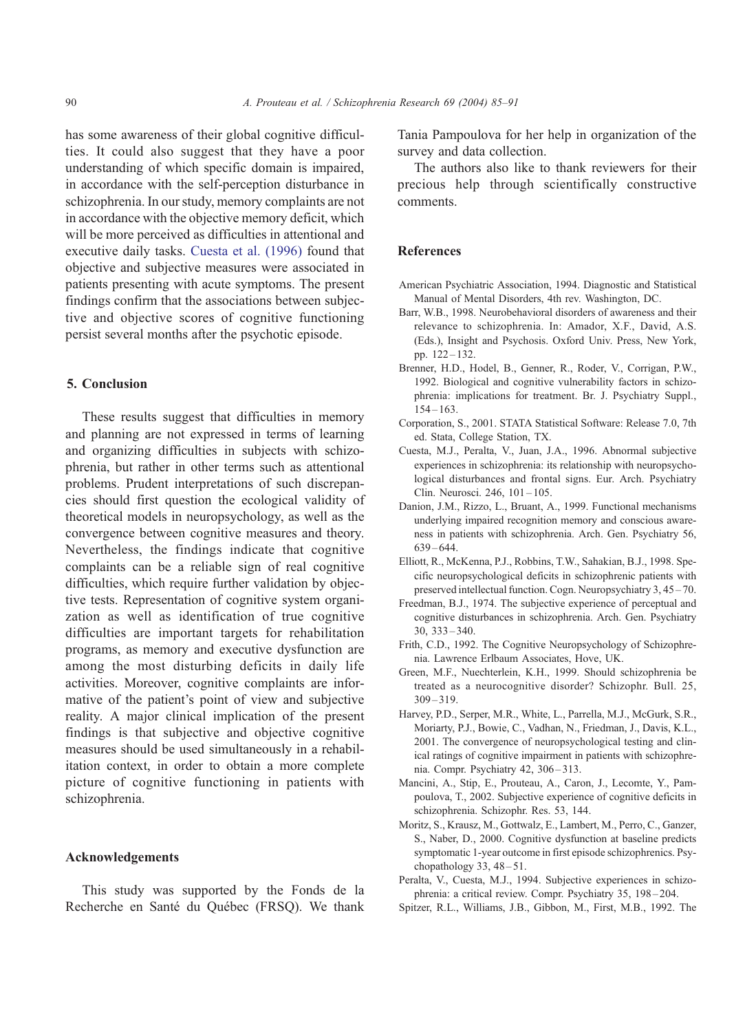has some awareness of their global cognitive difficulties. It could also suggest that they have a poor understanding of which specific domain is impaired, in accordance with the self-perception disturbance in schizophrenia. In our study, memory complaints are not in accordance with the objective memory deficit, which will be more perceived as difficulties in attentional and executive daily tasks. Cuesta et al. (1996) found that objective and subjective measures were associated in patients presenting with acute symptoms. The present findings confirm that the associations between subjective and objective scores of cognitive functioning persist several months after the psychotic episode.

## 5. Conclusion

These results suggest that difficulties in memory and planning are not expressed in terms of learning and organizing difficulties in subjects with schizophrenia, but rather in other terms such as attentional problems. Prudent interpretations of such discrepancies should first question the ecological validity of theoretical models in neuropsychology, as well as the convergence between cognitive measures and theory. Nevertheless, the findings indicate that cognitive complaints can be a reliable sign of real cognitive difficulties, which require further validation by objective tests. Representation of cognitive system organization as well as identification of true cognitive difficulties are important targets for rehabilitation programs, as memory and executive dysfunction are among the most disturbing deficits in daily life activities. Moreover, cognitive complaints are informative of the patient's point of view and subjective reality. A major clinical implication of the present findings is that subjective and objective cognitive measures should be used simultaneously in a rehabilitation context, in order to obtain a more complete picture of cognitive functioning in patients with schizophrenia.

## Acknowledgements

This study was supported by the Fonds de la Recherche en Santé du Québec (FRSQ). We thank Tania Pampoulova for her help in organization of the survey and data collection.

The authors also like to thank reviewers for their precious help through scientifically constructive comments.

## References

American Psychiatric Association, 1994. Diagnostic and Statistical Manual of Mental Disorders, 4th rev. Washington, DC.

Barr, W.B., 1998. Neurobehavioral disorders of awareness and their relevance to schizophrenia. In: Amador, X.F., David, A.S. (Eds.), Insight and Psychosis. Oxford Univ. Press, New York, pp. 122–132.

Brenner, H.D., Hodel, B., Genner, R., Roder, V., Corrigan, P.W., 1992. Biological and cognitive vulnerability factors in schizophrenia: implications for treatment. Br. J. Psychiatry Suppl., 154–163.

Corporation, S., 2001. STATA Statistical Software: Release 7.0, 7th ed. Stata, College Station, TX.

Cuesta, M.J., Peralta, V., Juan, J.A., 1996. Abnormal subjective experiences in schizophrenia: its relationship with neuropsychological disturbances and frontal signs. Eur. Arch. Psychiatry Clin. Neurosci. 246, 101–105.

Danion, J.M., Rizzo, L., Bruant, A., 1999. Functional mechanisms underlying impaired recognition memory and conscious awareness in patients with schizophrenia. Arch. Gen. Psychiatry 56, 639–644.

Elliott, R., McKenna, P.J., Robbins, T.W., Sahakian, B.J., 1998. Specific neuropsychological deficits in schizophrenic patients with preserved intellectual function. Cogn. Neuropsychiatry 3, 45–70.

Freedman, B.J., 1974. The subjective experience of perceptual and cognitive disturbances in schizophrenia. Arch. Gen. Psychiatry 30, 333–340.

Frith, C.D., 1992. The Cognitive Neuropsychology of Schizophrenia. Lawrence Erlbaum Associates, Hove, UK.

Green, M.F., Nuechterlein, K.H., 1999. Should schizophrenia be treated as a neurocognitive disorder? Schizophr. Bull. 25, 309–319.

Harvey, P.D., Serper, M.R., White, L., Parrella, M.J., McGurk, S.R., Moriarty, P.J., Bowie, C., Vadhan, N., Friedman, J., Davis, K.L., 2001. The convergence of neuropsychological testing and clinical ratings of cognitive impairment in patients with schizophrenia. Compr. Psychiatry 42, 306–313.

Mancini, A., Stip, E., Prouteau, A., Caron, J., Lecomte, Y., Pampoulova, T., 2002. Subjective experience of cognitive deficits in schizophrenia. Schizophr. Res. 53, 144.

Moritz, S., Krausz, M., Gottwalz, E., Lambert, M., Perro, C., Ganzer, S., Naber, D., 2000. Cognitive dysfunction at baseline predicts symptomatic 1-year outcome in first episode schizophrenics. Psychopathology 33, 48–51.

Peralta, V., Cuesta, M.J., 1994. Subjective experiences in schizophrenia: a critical review. Compr. Psychiatry 35, 198–204.

Spitzer, R.L., Williams, J.B., Gibbon, M., First, M.B., 1992. The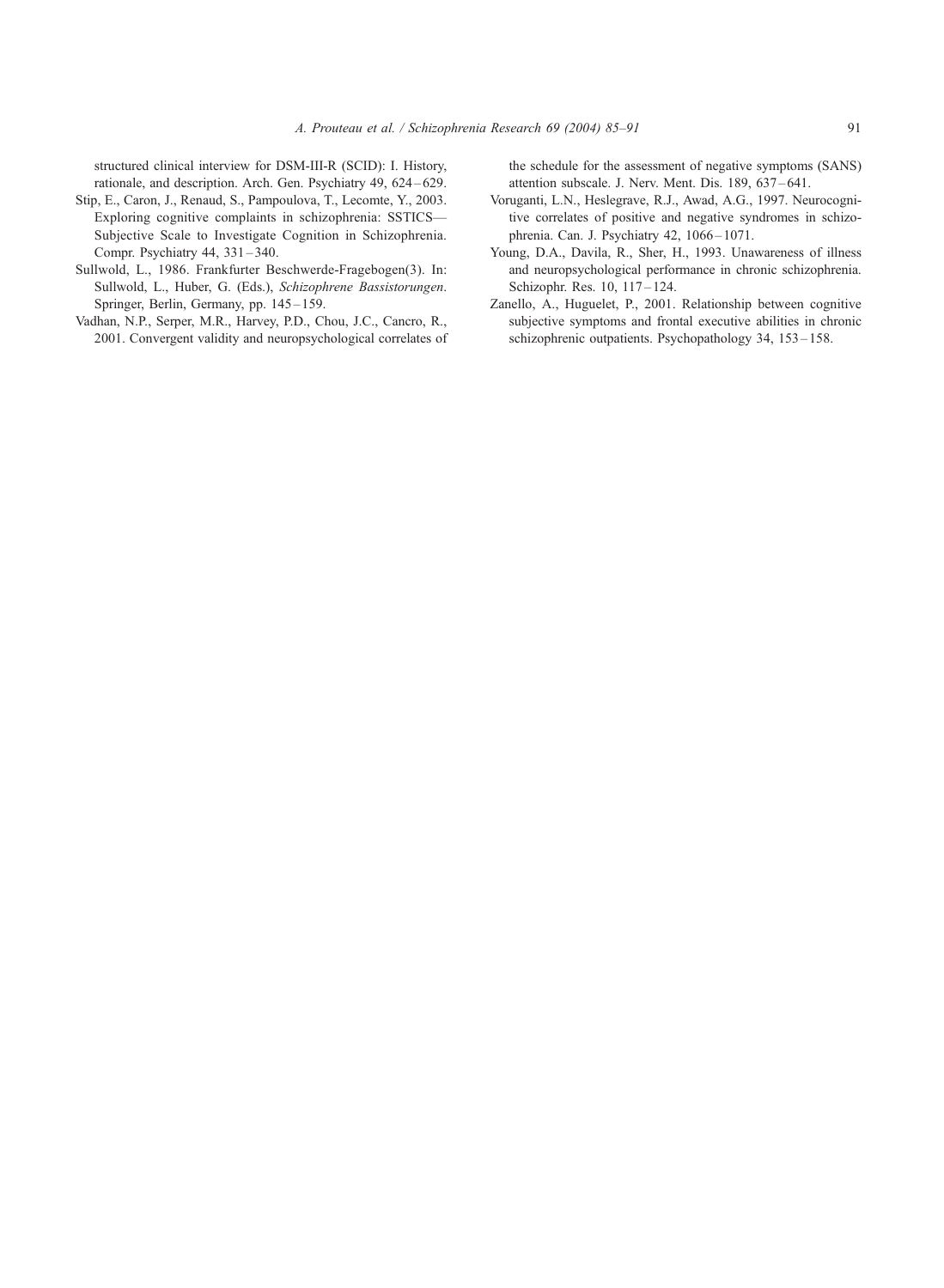structured clinical interview for DSM-III-R (SCID): I. History, rationale, and description. Arch. Gen. Psychiatry 49, 624–629.

Stip, E., Caron, J., Renaud, S., Pampoulova, T., Lecomte, Y., 2003. Exploring cognitive complaints in schizophrenia: SSTICS—Subjective Scale to Investigate Cognition in Schizophrenia. Compr. Psychiatry 44, 331–340.

Sullwold, L., 1986. Frankfurter Beschwerde-Fragebogen(3). In: Sullwold, L., Huber, G. (Eds.), *Schizophrene Bassistorungen*. Springer, Berlin, Germany, pp. 145–159.

Vadhan, N.P., Serper, M.R., Harvey, P.D., Chou, J.C., Cancro, R., 2001. Convergent validity and neuropsychological correlates of the schedule for the assessment of negative symptoms (SANS) attention subscale. J. Nerv. Ment. Dis. 189, 637–641.

Voruganti, L.N., Heslegrave, R.J., Awad, A.G., 1997. Neurocognitive correlates of positive and negative syndromes in schizophrenia. Can. J. Psychiatry 42, 1066–1071.

Young, D.A., Davila, R., Sher, H., 1993. Unawareness of illness and neuropsychological performance in chronic schizophrenia. Schizophr. Res. 10, 117–124.

Zanello, A., Huguelet, P., 2001. Relationship between cognitive subjective symptoms and frontal executive abilities in chronic schizophrenic outpatients. Psychopathology 34, 153–158.